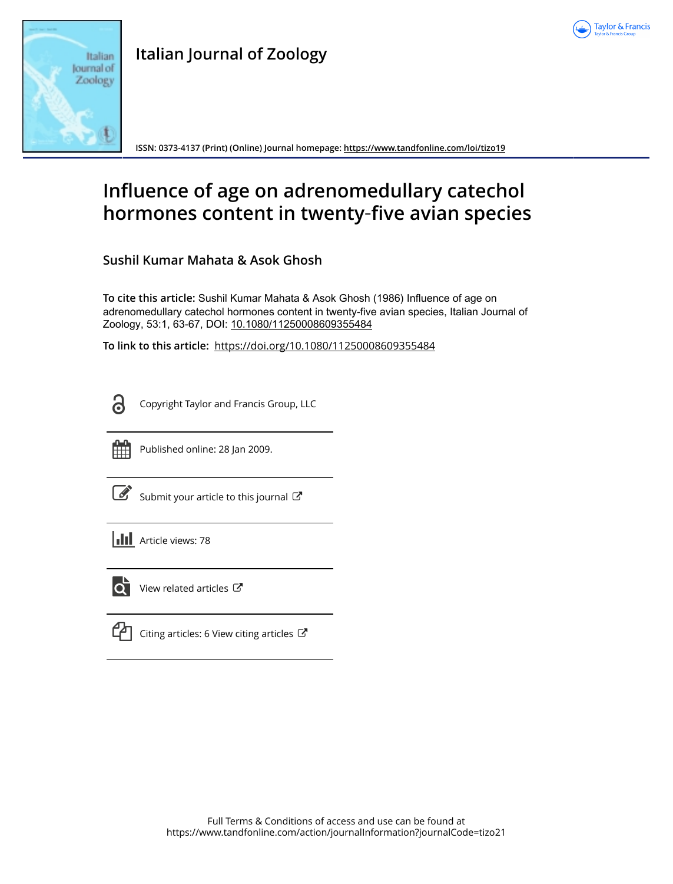Italian Journal of Zoology

ISSN: 0373-4137 (Print) (Online) Journal homepage: https://www.tandfonline.com/loi/tizo19

# Influence of age on adrenomedullary catechol hormones content in twenty-five avian species

**Sushil Kumar Mahata & Asok Ghosh**

**To cite this article:** Sushil Kumar Mahata & Asok Ghosh (1986) Influence of age on adrenomedullary catechol hormones content in twenty-five avian species, Italian Journal of Zoology, 53:1, 63-67, DOI: 10.1080/11250008609355484

**To link to this article:** https://doi.org/10.1080/11250008609355484

Copyright Taylor and Francis Group, LLC

Published online: 28 Jan 2009.

Submit your article to this journal

Article views: 78

View related articles

Citing articles: 6 View citing articles

Full Terms & Conditions of access and use can be found at
https://www.tandfonline.com/action/journalInformation?journalCode=tizo21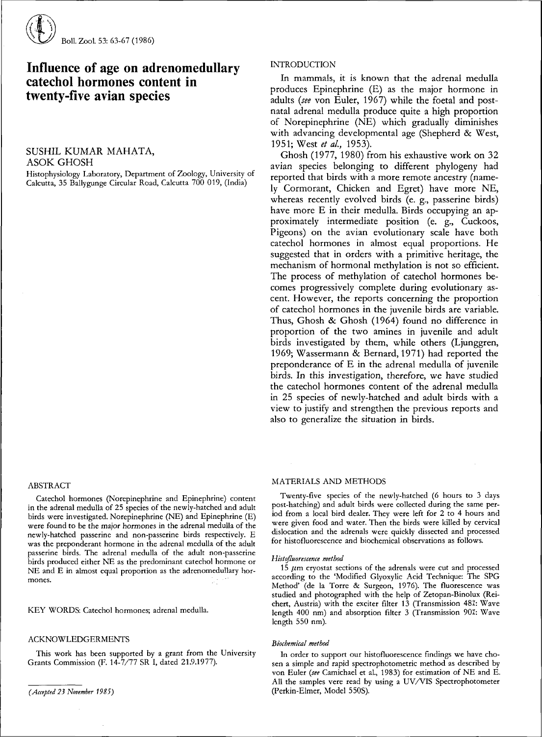# Influence of age on adrenomedullary catechol hormones content in twenty-five avian species

SUSHIL KUMAR MAHATA,
ASOK GHOSH

Histophysiology Laboratory, Department of Zoology, University of Calcutta, 35 Ballygunge Circular Road, Calcutta 700 019, (India)

## ABSTRACT

Catechol hormones (Norepinephrine and Epinephrine) content in the adrenal medulla of 25 species of the newly-hatched and adult birds were investigated. Norepinephrine (NE) and Epinephrine (E) were found to be the major hormones in the adrenal medulla of the newly-hatched passerine and non-passerine birds respectively. E was the preponderant hormone in the adrenal medulla of the adult passerine birds. The adrenal medulla of the adult non-passerine birds produced either NE as the predominant catechol hormone or NE and E in almost equal proportion as the adrenomedullary hormones.

KEY WORDS: Catechol hormones; adrenal medulla.

## ACKNOWLEDGERMENTS

This work has been supported by a grant from the University Grants Commission (F. 14-7/77 SR I, dated 21.9.1977).

*(Accepted 23 November 1985)*

## INTRODUCTION

In mammals, it is known that the adrenal medulla produces Epinephrine (E) as the major hormone in adults (*see* von Euler, 1967) while the foetal and post-natal adrenal medulla produce quite a high proportion of Norepinephrine (NE) which gradually diminishes with advancing developmental age (Shepherd & West, 1951; West *et al.,* 1953).

Ghosh (1977, 1980) from his exhaustive work on 32 avian species belonging to different phylogeny had reported that birds with a more remote ancestry (namely Cormorant, Chicken and Egret) have more NE, whereas recently evolved birds (e. g., passerine birds) have more E in their medulla. Birds occupying an approximately intermediate position (e. g., Cuckoos, Pigeons) on the avian evolutionary scale have both catechol hormones in almost equal proportions. He suggested that in orders with a primitive heritage, the mechanism of hormonal methylation is not so efficient. The process of methylation of catechol hormones becomes progressively complete during evolutionary ascent. However, the reports concerning the proportion of catechol hormones in the juvenile birds are variable. Thus, Ghosh & Ghosh (1964) found no difference in proportion of the two amines in juvenile and adult birds investigated by them, while others (Ljunggren, 1969; Wassermann & Bernard, 1971) had reported the preponderance of E in the adrenal medulla of juvenile birds. In this investigation, therefore, we have studied the catechol hormones content of the adrenal medulla in 25 species of newly-hatched and adult birds with a view to justify and strengthen the previous reports and also to generalize the situation in birds.

## MATERIALS AND METHODS

Twenty-five species of the newly-hatched (6 hours to 3 days post-hatching) and adult birds were collected during the same period from a local bird dealer. They were left for 2 to 4 hours and were given food and water. Then the birds were killed by cervical dislocation and the adrenals were quickly dissected and processed for histofluorescence and biochemical observations as follows.

### *Histofluorescence method*

15 $\mu$m cryostat sections of the adrenals were cut and processed according to the 'Modified Glyoxylic Acid Technique: The SPG Method' (de la Torre & Surgeon, 1976). The fluorescence was studied and photographed with the help of Zetopan-Binolux (Reichert, Austria) with the exciter filter 13 (Transmission 48%: Wave length 400 nm) and absorption filter 3 (Transmission 90%: Wave length 550 nm).

### *Biochemical method*

In order to support our histofluorescence findings we have chosen a simple and rapid spectrophotometric method as described by von Euler (*see* Camichael et al., 1983) for estimation of NE and E. All the samples vere read by using a UV/VIS Spectrophotometer (Perkin-Elmer, Model 550S).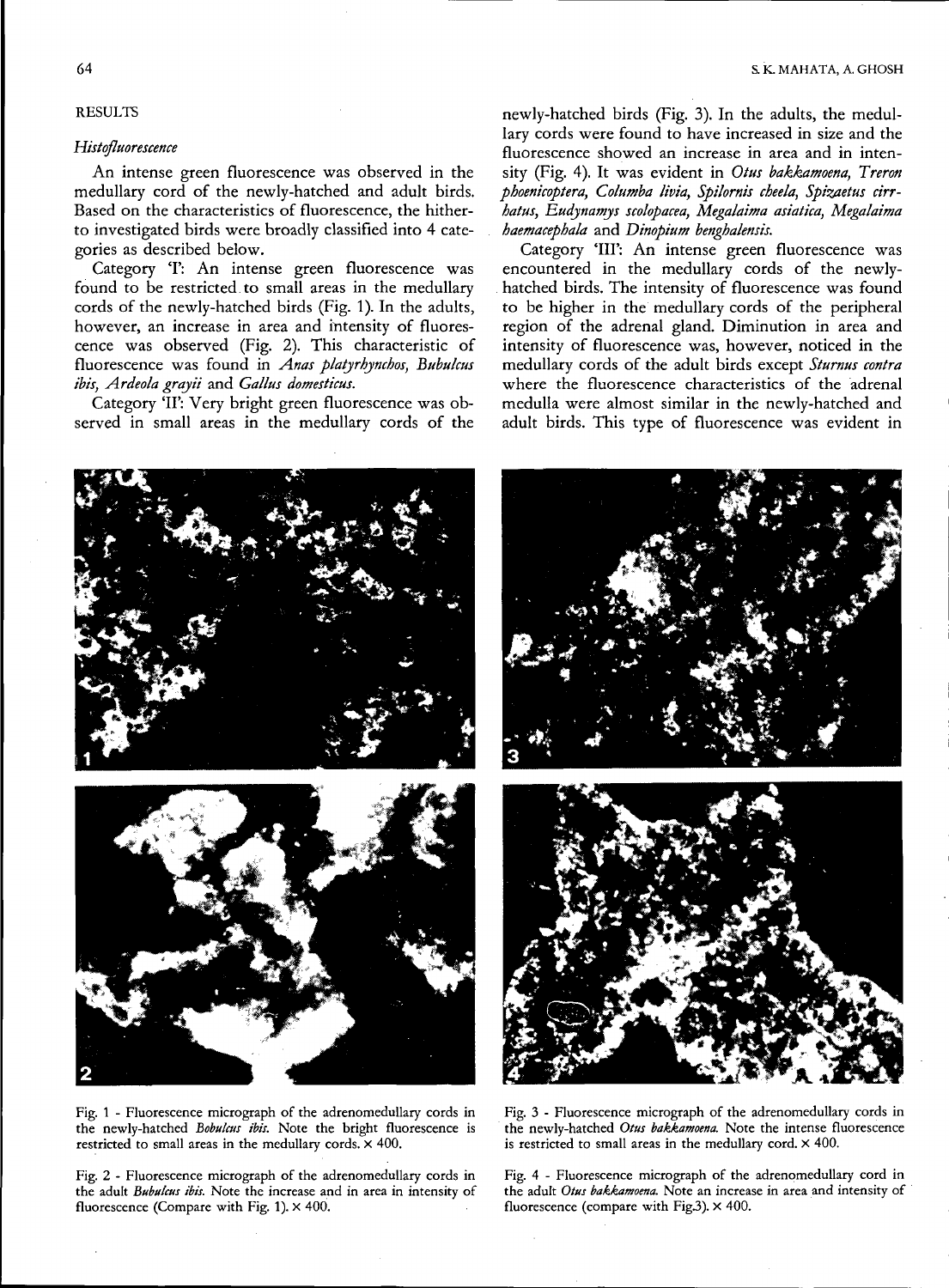## RESULTS

### *Histofluorescence*

An intense green fluorescence was observed in the medullary cord of the newly-hatched and adult birds. Based on the characteristics of fluorescence, the hitherto investigated birds were broadly classified into 4 categories as described below.

Category 'I': An intense green fluorescence was found to be restricted to small areas in the medullary cords of the newly-hatched birds (Fig. 1). In the adults, however, an increase in area and intensity of fluorescence was observed (Fig. 2). This characteristic of fluorescence was found in *Anas platyrhynchos, Bubulcus ibis, Ardeola grayii* and *Gallus domesticus.*

Category 'II': Very bright green fluorescence was observed in small areas in the medullary cords of the newly-hatched birds (Fig. 3). In the adults, the medullary cords were found to have increased in size and the fluorescence showed an increase in area and in intensity (Fig. 4). It was evident in *Otus bakkamoena, Treron phoenicoptera, Columba livia, Spilornis cheela, Spizaetus cirrhatus, Eudynamys scolopacea, Megalaima asiatica, Megalaima haemacephala* and *Dinopium benghalensis.*

Category 'III': An intense green fluorescence was encountered in the medullary cords of the newly-hatched birds. The intensity of fluorescence was found to be higher in the medullary cords of the peripheral region of the adrenal gland. Diminution in area and intensity of fluorescence was, however, noticed in the medullary cords of the adult birds except *Sturnus contra* where the fluorescence characteristics of the adrenal medulla were almost similar in the newly-hatched and adult birds. This type of fluorescence was evident in

Fig. 1 - Fluorescence micrograph of the adrenomedullary cords in the newly-hatched *Bobulcus ibis.* Note the bright fluorescence is restricted to small areas in the medullary cords. × 400.

Fig. 2 - Fluorescence micrograph of the adrenomedullary cords in the adult *Bubulcus ibis.* Note the increase and in area in intensity of fluorescence (Compare with Fig. 1). × 400.

Fig. 3 - Fluorescence micrograph of the adrenomedullary cords in the newly-hatched *Otus bakkamoena.* Note the intense fluorescence is restricted to small areas in the medullary cord. × 400.

Fig. 4 - Fluorescence micrograph of the adrenomedullary cord in the adult *Otus bakkamoena.* Note an increase in area and intensity of fluorescence (compare with Fig.3). × 400.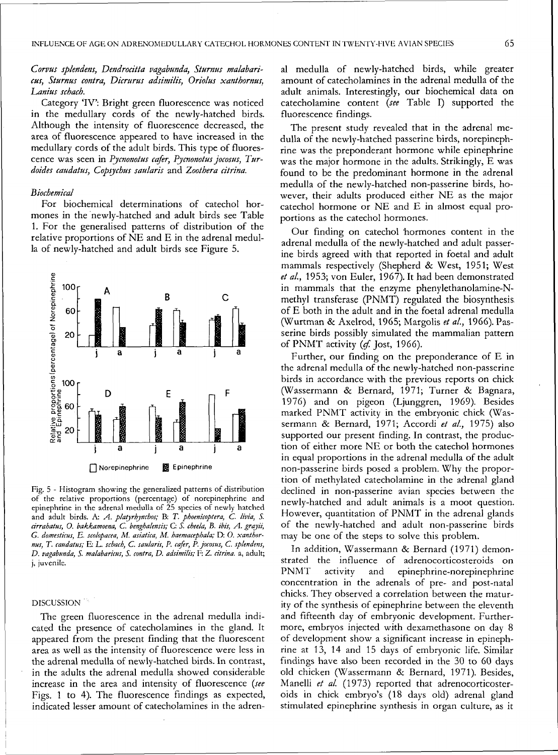*Corvus splendens, Dendrocitta vagabunda, Sturnus malabaricus, Sturnus contra, Dicrurus adsimilis, Oriolus xanthornus, Lanius schach.*

Category 'IV': Bright green fluorescence was noticed in the medullary cords of the newly-hatched birds. Although the intensity of fluorescence decreased, the area of fluorescence appeared to have increased in the medullary cords of the adult birds. This type of fluorescence was seen in *Pycnonotus cafer, Pycnonotus jocosus, Turdoides caudatus, Copsychus saularis* and *Zoothera citrina.*

### *Biochemical*

For biochemical determinations of catechol hormones in the newly-hatched and adult birds see Table 1. For the generalised patterns of distribution of the relative proportions of NE and E in the adrenal medulla of newly-hatched and adult birds see Figure 5.

Relative proportions (percentage) of Norepinephrine and Epinephrine

100
60
20

A
B
C
j a j a j a

D
E
F
j a j a j a

Norepinephrine
Epinephrine

Fig. 5 - Histogram showing the generalized patterns of distribution of the relative proportions (percentage) of norepinephrine and epinephrine in the adrenal medulla of 25 species of newly hatched and adult birds. A: *A. platyrhynchos;* B: *T. phoenicoptera, C. livia, S. cirrahatus, O. bakkamoena, C. benghalensis;* C: *S. cheela, B. ibis, A. grayii, G. domesticus, E. scolopacea, M. asiatica, M. haemacephala;* D: *O. xanthornus, T. caudatus;* E: *L. schach, C. saularis, P. cafer, P. jocosus, C. splendens, D. vagabunda, S. malabaricus, S. contra, D. adsimilis;* F: *Z. citrina.* a, adult; j, juvenile.

## DISCUSSION

The green fluorescence in the adrenal medulla indicated the presence of catecholamines in the gland. It appeared from the present finding that the fluorescent area as well as the intensity of fluorescence were less in the adrenal medulla of newly-hatched birds. In contrast, in the adults the adrenal medulla showed considerable increase in the area and intensity of fluorescence (*see* Figs. 1 to 4). The fluorescence findings as expected, indicated lesser amount of catecholamines in the adrenal medulla of newly-hatched birds, while greater amount of catecholamines in the adrenal medulla of the adult animals. Interestingly, our biochemical data on catecholamine content (*see* Table I) supported the fluorescence findings.

The present study revealed that in the adrenal medulla of the newly-hatched passerine birds, norepinephrine was the preponderant hormone while epinephrine was the major hormone in the adults. Strikingly, E was found to be the predominant hormone in the adrenal medulla of the newly-hatched non-passerine birds, however, their adults produced either NE as the major catechol hormone or NE and E in almost equal proportions as the catechol hormones.

Our finding on catechol hormones content in the adrenal medulla of the newly-hatched and adult passerine birds agreed with that reported in foetal and adult mammals respectively (Shepherd & West, 1951; West *et al.,* 1953; von Euler, 1967). It had been demonstrated in mammals that the enzyme phenylethanolamine-N-methyl transferase (PNMT) regulated the biosynthesis of E both in the adult and in the foetal adrenal medulla (Wurtman & Axelrod, 1965; Margolis *et al.,* 1966). Passerine birds possibly simulated the mammalian pattern of PNMT activity (*cf.* Jost, 1966).

Further, our finding on the preponderance of E in the adrenal medulla of the newly-hatched non-passerine birds in accordance with the previous reports on chick (Wassermann & Bernard, 1971; Turner & Bagnara, 1976) and on pigeon (Ljunggren, 1969). Besides marked PNMT activity in the embryonic chick (Wassermann & Bernard, 1971; Accordi *et al.,* 1975) also supported our present finding. In contrast, the production of either more NE or both the catechol hormones in equal proportions in the adrenal medulla of the adult non-passerine birds posed a problem. Why the proportion of methylated catecholamine in the adrenal gland declined in non-passerine avian species between the newly-hatched and adult animals is a moot question. However, quantitation of PNMT in the adrenal glands of the newly-hatched and adult non-passerine birds may be one of the steps to solve this problem.

In addition, Wassermann & Bernard (1971) demonstrated the influence of adrenocorticosteroids on PNMT activity and epinephrine-norepinephrine concentration in the adrenals of pre- and post-natal chicks. They observed a correlation between the maturity of the synthesis of epinephrine between the eleventh and fifteenth day of embryonic development. Furthermore, embryos injected with dexamethasone on day 8 of development show a significant increase in epinephrine at 13, 14 and 15 days of embryonic life. Similar findings have also been recorded in the 30 to 60 days old chicken (Wassermann & Bernard, 1971). Besides, Manelli *et al.* (1973) reported that adrenocorticosteroids in chick embryo's (18 days old) adrenal gland stimulated epinephrine synthesis in organ culture, as it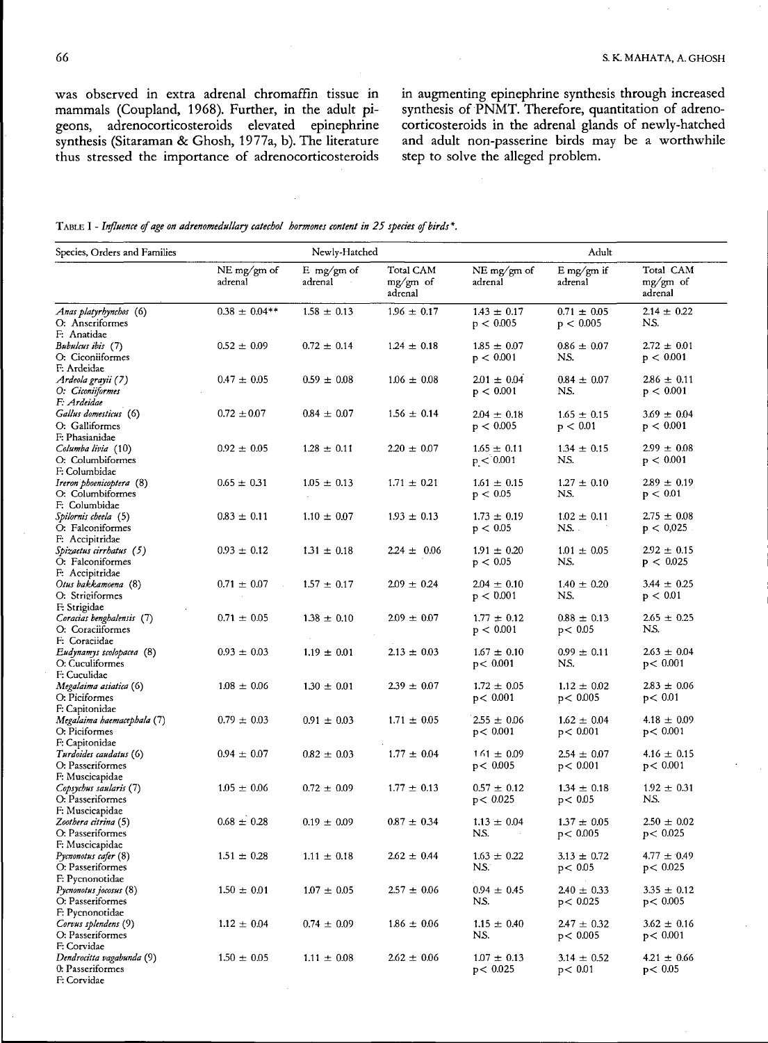was observed in extra adrenal chromaffin tissue in mammals (Coupland, 1968). Further, in the adult pigeons, adrenocorticosteroids elevated epinephrine synthesis (Sitaraman & Ghosh, 1977a, b). The literature thus stressed the importance of adrenocorticosteroids in augmenting epinephrine synthesis through increased synthesis of PNMT. Therefore, quantitation of adrenocorticosteroids in the adrenal glands of newly-hatched and adult non-passerine birds may be a worthwhile step to solve the alleged problem.

TABLE I - *Influence of age on adrenomedullary catechol hormones content in 25 species of birds\*.*

| Species, Orders and Families | Newly-Hatched | | | Adult | | |
|---|---|---|---|---|---|---|
| | NE mg/gm of adrenal | E mg/gm of adrenal | Total CAM mg/gm of adrenal | NE mg/gm of adrenal | E mg/gm if adrenal | Total CAM mg/gm of adrenal |
| *Anas platyrhynchos* (6) O: Anseriformes F: Anatidae | 0.38 ± 0.04** | 1.58 ± 0.13 | 1.96 ± 0.17 | 1.43 ± 0.17 $p < 0.005$ | 0.71 ± 0.05 $p < 0.005$ | 2.14 ± 0.22 NS. |
| *Bubulcus ibis* (7) O: Ciconiiformes F: Ardeidae | 0.52 ± 0.09 | 0.72 ± 0.14 | 1.24 ± 0.18 | 1.85 ± 0.07 $p < 0.001$ | 0.86 ± 0.07 NS. | 2.72 ± 0.01 $p < 0.001$ |
| *Ardeola grayii (7)* *O: Ciconiiformes* *F: Ardeidae* | 0.47 ± 0.05 | 0.59 ± 0.08 | 1.06 ± 0.08 | 2.01 ± 0.04 $p < 0.001$ | 0.84 ± 0.07 NS. | 2.86 ± 0.11 $p < 0.001$ |
| *Gallus domesticus* (6) O: Galliformes F: Phasianidae | 0.72 ± 0.07 | 0.84 ± 0.07 | 1.56 ± 0.14 | 2.04 ± 0.18 $p < 0.005$ | 1.65 ± 0.15 $p < 0.01$ | 3.69 ± 0.04 $p < 0.001$ |
| *Columba livia* (10) O: Columbiformes F: Columbidae | 0.92 ± 0.05 | 1.28 ± 0.11 | 2.20 ± 0.07 | 1.65 ± 0.11 $p < 0.001$ | 1.34 ± 0.15 NS. | 2.99 ± 0.08 $p < 0.001$ |
| *Ireron phoenicoptera* (8) O: Columbiformes F: Columbidae | 0.65 ± 0.31 | 1.05 ± 0.13 | 1.71 ± 0.21 | 1.61 ± 0.15 $p < 0.05$ | 1.27 ± 0.10 NS. | 2.89 ± 0.19 $p < 0.01$ |
| *Spilornis cheela* (5) O: Falconiformes F: Accipitridae | 0.83 ± 0.11 | 1.10 ± 0.07 | 1.93 ± 0.13 | 1.73 ± 0.19 $p < 0.05$ | 1.02 ± 0.11 NS. | 2.75 ± 0.08 $p < 0,025$ |
| *Spizaetus cirrhatus* (5) O: Falconiformes F: Accipitridae | 0.93 ± 0.12 | 1.31 ± 0.18 | 2.24 ± 0.06 | 1.91 ± 0.20 $p < 0.05$ | 1.01 ± 0.05 NS. | 2.92 ± 0.15 $p < 0.025$ |
| *Otus bakkamoena* (8) O: Strigiformes F: Strigidae | 0.71 ± 0.07 | 1.57 ± 0.17 | 2.09 ± 0.24 | 2.04 ± 0.10 $p < 0.001$ | 1.40 ± 0.20 NS. | 3.44 ± 0.25 $p < 0.01$ |
| *Coracias benghalensis* (7) O: Coraciiformes F: Coraciidae | 0.71 ± 0.05 | 1.38 ± 0.10 | 2.09 ± 0.07 | 1.77 ± 0.12 $p < 0.001$ | 0.88 ± 0.13 $p < 0.05$ | 2.65 ± 0.25 NS. |
| *Eudynamys scolopacea* (8) O: Cuculiformes F: Cuculidae | 0.93 ± 0.03 | 1.19 ± 0.01 | 2.13 ± 0.03 | 1.67 ± 0.10 $p < 0.001$ | 0.99 ± 0.11 NS. | 2.63 ± 0.04 $p < 0.001$ |
| *Megalaima asiatica* (6) O: Piciformes F: Capitonidae | 1.08 ± 0.06 | 1.30 ± 0.01 | 2.39 ± 0.07 | 1.72 ± 0.05 $p < 0.001$ | 1.12 ± 0.02 $p < 0.005$ | 2.83 ± 0.06 $p < 0.01$ |
| *Megalaima haemacephala* (7) O: Piciformes F: Capitonidae | 0.79 ± 0.03 | 0.91 ± 0.03 | 1.71 ± 0.05 | 2.55 ± 0.06 $p < 0.001$ | 1.62 ± 0.04 $p < 0.001$ | 4.18 ± 0.09 $p < 0.001$ |
| *Turdoides caudatus* (6) O: Passeriformes F: Muscicapidae | 0.94 ± 0.07 | 0.82 ± 0.03 | 1.77 ± 0.04 | 1.61 ± 0.09 $p < 0.005$ | 2.54 ± 0.07 $p < 0.001$ | 4.16 ± 0.15 $p < 0.001$ |
| *Copsychus saularis* (7) O: Passeriformes F: Muscicapidae | 1.05 ± 0.06 | 0.72 ± 0.09 | 1.77 ± 0.13 | 0.57 ± 0.12 $p < 0.025$ | 1.34 ± 0.18 $p < 0.05$ | 1.92 ± 0.31 NS. |
| *Zoothera citrina* (5) O: Passeriformes F: Muscicapidae | 0.68 ± 0.28 | 0.19 ± 0.09 | 0.87 ± 0.34 | 1.13 ± 0.04 NS. | 1.37 ± 0.05 $p < 0.005$ | 2.50 ± 0.02 $p < 0.025$ |
| *Pycnonotus cafer* (8) O: Passeriformes F: Pycnonotidae | 1.51 ± 0.28 | 1.11 ± 0.18 | 2.62 ± 0.44 | 1.63 ± 0.22 NS. | 3.13 ± 0.72 $p < 0.05$ | 4.77 ± 0.49 $p < 0.025$ |
| *Pycnonotus jocosus* (8) O: Passeriformes F: Pycnonotidae | 1.50 ± 0.01 | 1.07 ± 0.05 | 2.57 ± 0.06 | 0.94 ± 0.45 NS. | 2.40 ± 0.33 $p < 0.025$ | 3.35 ± 0.12 $p < 0.005$ |
| *Corvus splendens* (9) O: Passeriformes F: Corvidae | 1.12 ± 0.04 | 0.74 ± 0.09 | 1.86 ± 0.06 | 1.15 ± 0.40 NS. | 2.47 ± 0.32 $p < 0.005$ | 3.62 ± 0.16 $p < 0.001$ |
| *Dendrocitta vagabunda* (9) 0: Passeriformes F: Corvidae | 1.50 ± 0.05 | 1.11 ± 0.08 | 2.62 ± 0.06 | 1.07 ± 0.13 $p < 0.025$ | 3.14 ± 0.52 $p < 0.01$ | 4.21 ± 0.66 $p < 0.05$ |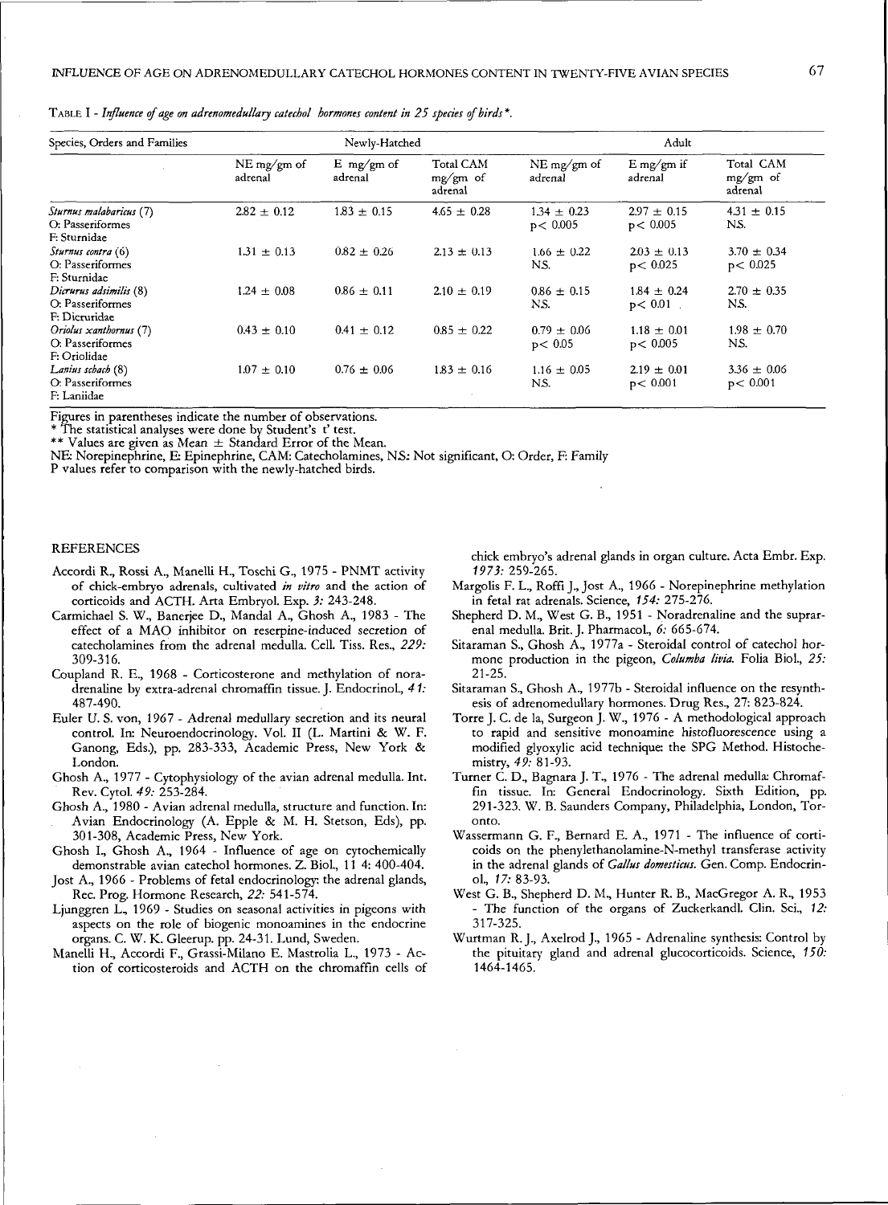TABLE I - *Influence of age on adrenomedullary catechol hormones content in 25 species of birds\*.*

| Species, Orders and Families | Newly-Hatched | | | Adult | | |
|---|---|---|---|---|---|---|
| | NE mg/gm of adrenal | E mg/gm of adrenal | Total CAM mg/gm of adrenal | NE mg/gm of adrenal | E mg/gm if adrenal | Total CAM mg/gm of adrenal |
| *Sturnus malabaricus* (7) O: Passeriformes F: Sturnidae | 2.82 ± 0.12 | 1.83 ± 0.15 | 4.65 ± 0.28 | 1.34 ± 0.23 p< 0.005 | 2.97 ± 0.15 p< 0.005 | 4.31 ± 0.15 NS. |
| *Sturnus contra* (6) O: Passeriformes F: Sturnidae | 1.31 ± 0.13 | 0.82 ± 0.26 | 2.13 ± 0.13 | 1.66 ± 0.22 NS. | 2.03 ± 0.13 p< 0.025 | 3.70 ± 0.34 p< 0.025 |
| *Dicrurus adsimilis* (8) O: Passeriformes F: Dicruridae | 1.24 ± 0.08 | 0.86 ± 0.11 | 2.10 ± 0.19 | 0.86 ± 0.15 NS. | 1.84 ± 0.24 p< 0.01 | 2.70 ± 0.35 NS. |
| *Oriolus xanthornus* (7) O: Passeriformes F: Oriolidae | 0.43 ± 0.10 | 0.41 ± 0.12 | 0.85 ± 0.22 | 0.79 ± 0.06 p< 0.05 | 1.18 ± 0.01 p< 0.005 | 1.98 ± 0.70 NS. |
| *Lanius schach* (8) O: Passeriformes F: Laniidae | 1.07 ± 0.10 | 0.76 ± 0.06 | 1.83 ± 0.16 | 1.16 ± 0.05 NS. | 2.19 ± 0.01 p< 0.001 | 3.36 ± 0.06 p< 0.001 |

Figures in parentheses indicate the number of observations.
\* The statistical analyses were done by Student's t' test.
\*\* Values are given as Mean ± Standard Error of the Mean.
NE: Norepinephrine, E: Epinephrine, CAM: Catecholamines, NS: Not significant, O: Order, F: Family
P values refer to comparison with the newly-hatched birds.

## REFERENCES

Accordi R., Rossi A., Manelli H., Toschi G., 1975 - PNMT activity of chick-embryo adrenals, cultivated *in vitro* and the action of corticoids and ACTH. Arta Embryol. Exp. *3:* 243-248.

Carmichael S. W., Banerjee D., Mandal A., Ghosh A., 1983 - The effect of a MAO inhibitor on reserpine-induced secretion of catecholamines from the adrenal medulla. Cell. Tiss. Res., *229:* 309-316.

Coupland R. E., 1968 - Corticosterone and methylation of noradrenaline by extra-adrenal chromaffin tissue. J. Endocrinol., *41:* 487-490.

Euler U. S. von, 1967 - Adrenal medullary secretion and its neural control. In: Neuroendocrinology. Vol. II (L. Martini & W. F. Ganong, Eds.), pp. 283-333, Academic Press, New York & London.

Ghosh A., 1977 - Cytophysiology of the avian adrenal medulla. Int. Rev. Cytol. *49:* 253-284.

Ghosh A., 1980 - Avian adrenal medulla, structure and function. In: Avian Endocrinology (A. Epple & M. H. Stetson, Eds), pp. 301-308, Academic Press, New York.

Ghosh I., Ghosh A., 1964 - Influence of age on cytochemically demonstrable avian catechol hormones. Z. Biol., 11 4: 400-404.

Jost A., 1966 - Problems of fetal endocrinology: the adrenal glands, Rec. Prog. Hormone Research, *22:* 541-574.

Ljunggren L., 1969 - Studies on seasonal activities in pigeons with aspects on the role of biogenic monoamines in the endocrine organs. C. W. K. Gleerup. pp. 24-31. Lund, Sweden.

Manelli H., Accordi F., Grassi-Milano E. Mastrolia L., 1973 - Action of corticosteroids and ACTH on the chromaffin cells of chick embryo's adrenal glands in organ culture. Acta Embr. Exp. *1973:* 259-265.

Margolis F. L., Roffi J., Jost A., 1966 - Norepinephrine methylation in fetal rat adrenals. Science, *154:* 275-276.

Shepherd D. M., West G. B., 1951 - Noradrenaline and the suprarenal medulla. Brit. J. Pharmacol., *6:* 665-674.

Sitaraman S., Ghosh A., 1977a - Steroidal control of catechol hormone production in the pigeon, *Columba livia.* Folia Biol., *25:* 21-25.

Sitaraman S., Ghosh A., 1977b - Steroidal influence on the resynthesis of adrenomedullary hormones. Drug Res., 27: 823-824.

Torre J. C. de la, Surgeon J. W., 1976 - A methodological approach to rapid and sensitive monoamine histofluorescence using a modified glyoxylic acid technique: the SPG Method. Histochemistry, *49:* 81-93.

Turner C. D., Bagnara J. T., 1976 - The adrenal medulla: Chromaffin tissue. In: General Endocrinology. Sixth Edition, pp. 291-323. W. B. Saunders Company, Philadelphia, London, Toronto.

Wassermann G. F., Bernard E. A., 1971 - The influence of corticoids on the phenylethanolamine-N-methyl transferase activity in the adrenal glands of *Gallus domesticus.* Gen. Comp. Endocrinol., *17:* 83-93.

West G. B., Shepherd D. M., Hunter R. B., MacGregor A. R., 1953 - The function of the organs of Zuckerkandl. Clin. Sci., *12:* 317-325.

Wurtman R. J., Axelrod J., 1965 - Adrenaline synthesis: Control by the pituitary gland and adrenal glucocorticoids. Science, *150:* 1464-1465.